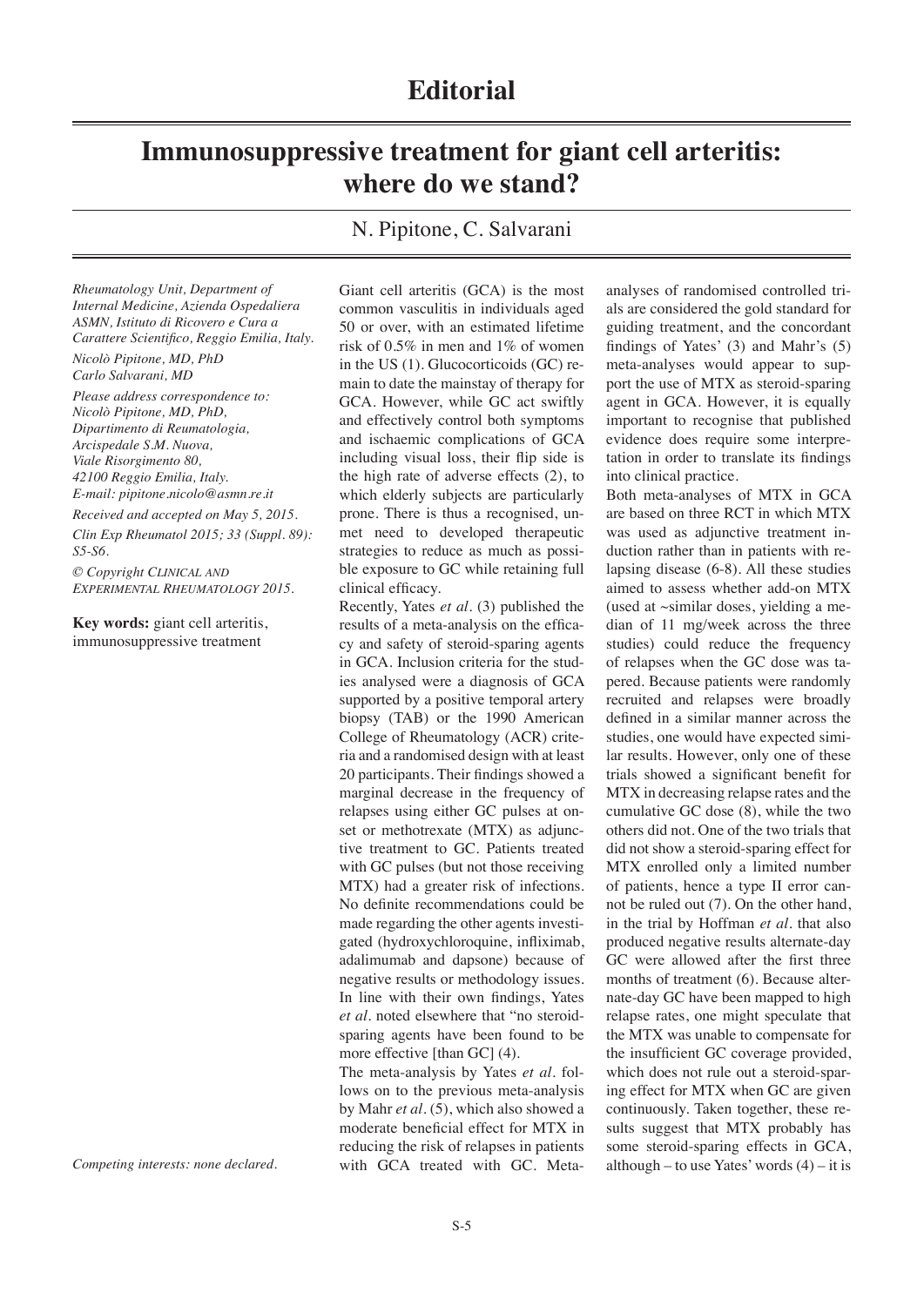# Editorial

## Immunosuppressive treatment for giant cell arteritis: where do we stand?

N. Pipitone, C. Salvarani

*Rheumatology Unit, Department of Internal Medicine, Azienda Ospedaliera ASMN, Istituto di Ricovero e Cura a Carattere Scientifico, Reggio Emilia, Italy.*

*Nicolò Pipitone, MD, PhD*
*Carlo Salvarani, MD*

*Please address correspondence to: Nicolò Pipitone, MD, PhD, Dipartimento di Reumatologia, Arcispedale S.M. Nuova, Viale Risorgimento 80, 42100 Reggio Emilia, Italy. E-mail: pipitone.nicolo@asmn.re.it*

*Received and accepted on May 5, 2015.*

*Clin Exp Rheumatol 2015; 33 (Suppl. 89): S5-S6.*

*© Copyright Clinical and Experimental Rheumatology 2015.*

**Key words:** giant cell arteritis, immunosuppressive treatment

*Competing interests: none declared.*

Giant cell arteritis (GCA) is the most common vasculitis in individuals aged 50 or over, with an estimated lifetime risk of 0.5% in men and 1% of women in the US (1). Glucocorticoids (GC) remain to date the mainstay of therapy for GCA. However, while GC act swiftly and effectively control both symptoms and ischaemic complications of GCA including visual loss, their flip side is the high rate of adverse effects (2), to which elderly subjects are particularly prone. There is thus a recognised, unmet need to developed therapeutic strategies to reduce as much as possible exposure to GC while retaining full clinical efficacy.

Recently, Yates *et al.* (3) published the results of a meta-analysis on the efficacy and safety of steroid-sparing agents in GCA. Inclusion criteria for the studies analysed were a diagnosis of GCA supported by a positive temporal artery biopsy (TAB) or the 1990 American College of Rheumatology (ACR) criteria and a randomised design with at least 20 participants. Their findings showed a marginal decrease in the frequency of relapses using either GC pulses at onset or methotrexate (MTX) as adjunctive treatment to GC. Patients treated with GC pulses (but not those receiving MTX) had a greater risk of infections. No definite recommendations could be made regarding the other agents investigated (hydroxychloroquine, infliximab, adalimumab and dapsone) because of negative results or methodology issues. In line with their own findings, Yates *et al.* noted elsewhere that "no steroid-sparing agents have been found to be more effective [than GC] (4).

The meta-analysis by Yates *et al.* follows on to the previous meta-analysis by Mahr *et al.* (5), which also showed a moderate beneficial effect for MTX in reducing the risk of relapses in patients with GCA treated with GC. Meta-analyses of randomised controlled trials are considered the gold standard for guiding treatment, and the concordant findings of Yates' (3) and Mahr's (5) meta-analyses would appear to support the use of MTX as steroid-sparing agent in GCA. However, it is equally important to recognise that published evidence does require some interpretation in order to translate its findings into clinical practice.

Both meta-analyses of MTX in GCA are based on three RCT in which MTX was used as adjunctive treatment induction rather than in patients with relapsing disease (6-8). All these studies aimed to assess whether add-on MTX (used at ~similar doses, yielding a median of 11 mg/week across the three studies) could reduce the frequency of relapses when the GC dose was tapered. Because patients were randomly recruited and relapses were broadly defined in a similar manner across the studies, one would have expected similar results. However, only one of these trials showed a significant benefit for MTX in decreasing relapse rates and the cumulative GC dose (8), while the two others did not. One of the two trials that did not show a steroid-sparing effect for MTX enrolled only a limited number of patients, hence a type II error cannot be ruled out (7). On the other hand, in the trial by Hoffman *et al.* that also produced negative results alternate-day GC were allowed after the first three months of treatment (6). Because alternate-day GC have been mapped to high relapse rates, one might speculate that the MTX was unable to compensate for the insufficient GC coverage provided, which does not rule out a steroid-sparing effect for MTX when GC are given continuously. Taken together, these results suggest that MTX probably has some steroid-sparing effects in GCA, although – to use Yates' words (4) – it is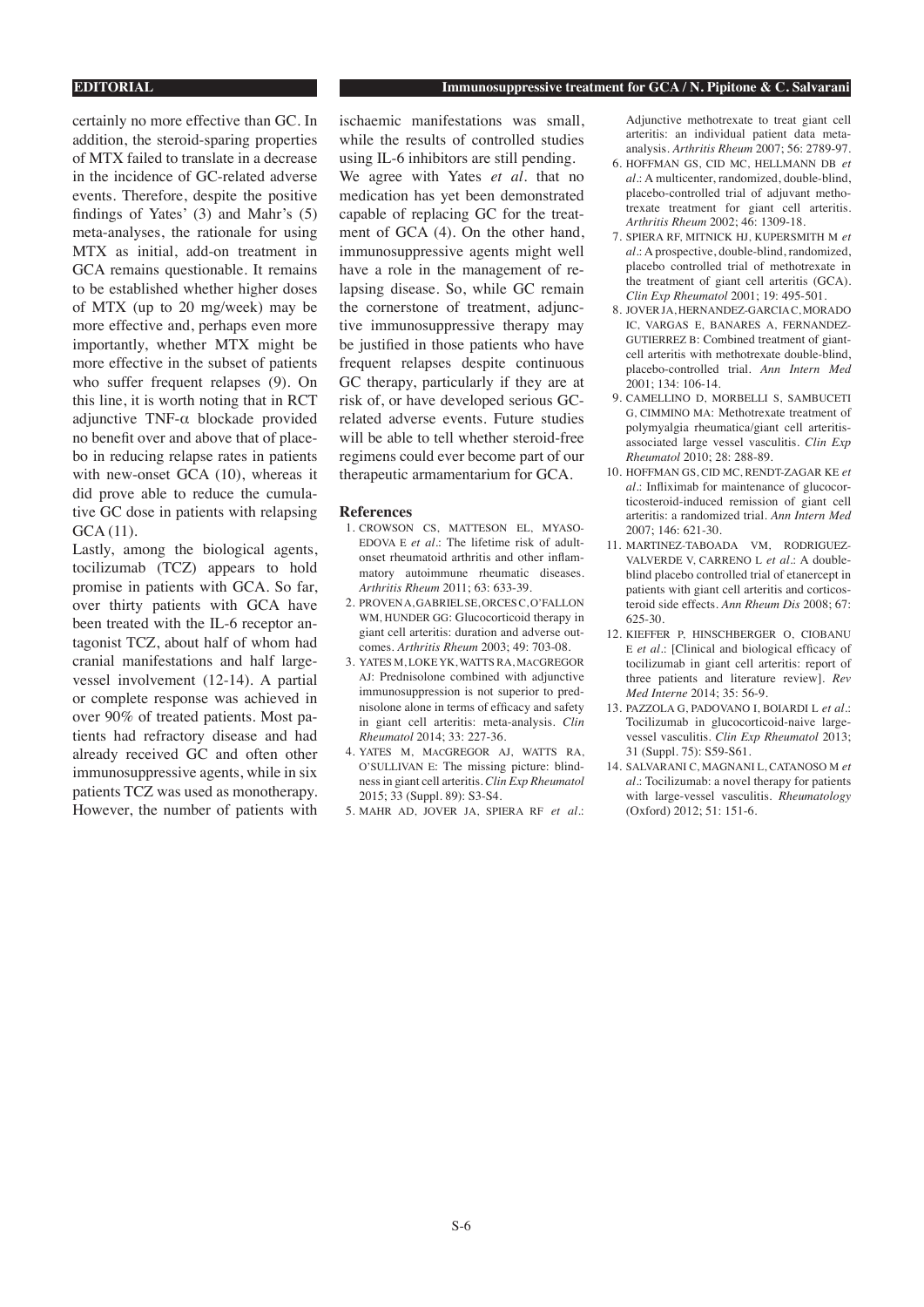certainly no more effective than GC. In addition, the steroid-sparing properties of MTX failed to translate in a decrease in the incidence of GC-related adverse events. Therefore, despite the positive findings of Yates' (3) and Mahr's (5) meta-analyses, the rationale for using MTX as initial, add-on treatment in GCA remains questionable. It remains to be established whether higher doses of MTX (up to 20 mg/week) may be more effective and, perhaps even more importantly, whether MTX might be more effective in the subset of patients who suffer frequent relapses (9). On this line, it is worth noting that in RCT adjunctive TNF-α blockade provided no benefit over and above that of placebo in reducing relapse rates in patients with new-onset GCA (10), whereas it did prove able to reduce the cumulative GC dose in patients with relapsing GCA (11).

Lastly, among the biological agents, tocilizumab (TCZ) appears to hold promise in patients with GCA. So far, over thirty patients with GCA have been treated with the IL-6 receptor antagonist TCZ, about half of whom had cranial manifestations and half large-vessel involvement (12-14). A partial or complete response was achieved in over 90% of treated patients. Most patients had refractory disease and had already received GC and often other immunosuppressive agents, while in six patients TCZ was used as monotherapy. However, the number of patients with ischaemic manifestations was small, while the results of controlled studies using IL-6 inhibitors are still pending.

We agree with Yates *et al.* that no medication has yet been demonstrated capable of replacing GC for the treatment of GCA (4). On the other hand, immunosuppressive agents might well have a role in the management of relapsing disease. So, while GC remain the cornerstone of treatment, adjunctive immunosuppressive therapy may be justified in those patients who have frequent relapses despite continuous GC therapy, particularly if they are at risk of, or have developed serious GC-related adverse events. Future studies will be able to tell whether steroid-free regimens could ever become part of our therapeutic armamentarium for GCA.

## References

1. CROWSON CS, MATTESON EL, MYASOEDOVA E *et al.*: The lifetime risk of adult-onset rheumatoid arthritis and other inflammatory autoimmune rheumatic diseases. *Arthritis Rheum* 2011; 63: 633-39.
2. PROVEN A, GABRIEL SE, ORCES C, O'FALLON WM, HUNDER GG: Glucocorticoid therapy in giant cell arteritis: duration and adverse outcomes. *Arthritis Rheum* 2003; 49: 703-08.
3. YATES M, LOKE YK, WATTS RA, MACGREGOR AJ: Prednisolone combined with adjunctive immunosuppression is not superior to prednisolone alone in terms of efficacy and safety in giant cell arteritis: meta-analysis. *Clin Rheumatol* 2014; 33: 227-36.
4. YATES M, MACGREGOR AJ, WATTS RA, O'SULLIVAN E: The missing picture: blindness in giant cell arteritis. *Clin Exp Rheumatol* 2015; 33 (Suppl. 89): S3-S4.
5. MAHR AD, JOVER JA, SPIERA RF *et al.*: Adjunctive methotrexate to treat giant cell arteritis: an individual patient data meta-analysis. *Arthritis Rheum* 2007; 56: 2789-97.
6. HOFFMAN GS, CID MC, HELLMANN DB *et al.*: A multicenter, randomized, double-blind, placebo-controlled trial of adjuvant methotrexate treatment for giant cell arteritis. *Arthritis Rheum* 2002; 46: 1309-18.
7. SPIERA RF, MITNICK HJ, KUPERSMITH M *et al.*: A prospective, double-blind, randomized, placebo controlled trial of methotrexate in the treatment of giant cell arteritis (GCA). *Clin Exp Rheumatol* 2001; 19: 495-501.
8. JOVER JA, HERNANDEZ-GARCIA C, MORADO IC, VARGAS E, BANARES A, FERNANDEZ-GUTIERREZ B: Combined treatment of giant-cell arteritis with methotrexate double-blind, placebo-controlled trial. *Ann Intern Med* 2001; 134: 106-14.
9. CAMELLINO D, MORBELLI S, SAMBUCETI G, CIMMINO MA: Methotrexate treatment of polymyalgia rheumatica/giant cell arteritis-associated large vessel vasculitis. *Clin Exp Rheumatol* 2010; 28: 288-89.
10. HOFFMAN GS, CID MC, RENDT-ZAGAR KE *et al.*: Infliximab for maintenance of glucocorticosteroid-induced remission of giant cell arteritis: a randomized trial. *Ann Intern Med* 2007; 146: 621-30.
11. MARTINEZ-TABOADA VM, RODRIGUEZ-VALVERDE V, CARRENO L *et al.*: A double-blind placebo controlled trial of etanercept in patients with giant cell arteritis and corticosteroid side effects. *Ann Rheum Dis* 2008; 67: 625-30.
12. KIEFFER P, HINSCHBERGER O, CIOBANU E *et al.*: [Clinical and biological efficacy of tocilizumab in giant cell arteritis: report of three patients and literature review]. *Rev Med Interne* 2014; 35: 56-9.
13. PAZZOLA G, PADOVANO I, BOIARDI L *et al.*: Tocilizumab in glucocorticoid-naive large-vessel vasculitis. *Clin Exp Rheumatol* 2013; 31 (Suppl. 75): S59-S61.
14. SALVARANI C, MAGNANI L, CATANOSO M *et al.*: Tocilizumab: a novel therapy for patients with large-vessel vasculitis. *Rheumatology* (Oxford) 2012; 51: 151-6.